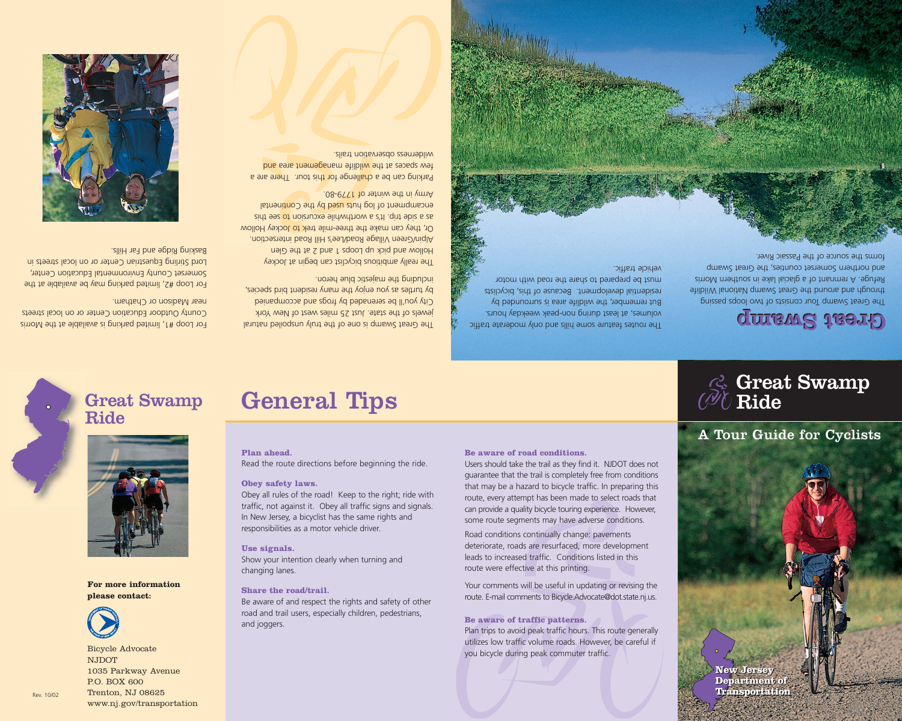# Great Swamp

The Great Swamp Tour consists of two loops passing through and around the Great Swamp National Wildlife Refuge. A remnant of a glacial lake in southern Morris and northern Somerset counties, the Great Swamp forms the source of the Passaic River.

The routes feature some hills and only moderate traffic volumes, at least during non-peak weekday hours. But remember, the wildlife area is surrounded by residential development. Because of this, bicyclists must be prepared to share the road with motor vehicle traffic.

The Great Swamp is one of the truly unspoiled natural jewels of the state. Just 25 miles west of New York City you'll be serenaded by frogs and accompanied by turtles as you enjoy the many resident bird species, including the majestic blue heron.

The really ambitious bicyclist can begin at Jockey Hollow and pick up Loops 1 and 2 at the Glen Alpin/Green Village Road/Lee's Hill Road intersection. Or, they can make the three-mile trek to Jockey Hollow as a side trip. It's a worthwhile excursion to see this encampment of log huts used by the Continental Army in the winter of 1779-80.

Parking can be a challenge for this tour. There are a few spaces at the wildlife management area and wilderness observation trails.

For Loop #1, limited parking is available at the Morris County Outdoor Education Center or on local streets near Madison or Chatham.

For Loop #2, limited parking may be available at the Somerset County Environmental Education Center, Lord Stirling Equestrian Center or on local streets in Basking Ridge and Far Hills.

# General Tips

**Plan ahead.**
Read the route directions before beginning the ride.

**Obey safety laws.**
Obey all rules of the road! Keep to the right; ride with traffic, not against it. Obey all traffic signs and signals. In New Jersey, a bicyclist has the same rights and responsibilities as a motor vehicle driver.

**Use signals.**
Show your intention clearly when turning and changing lanes.

**Share the road/trail.**
Be aware of and respect the rights and safety of other road and trail users, especially children, pedestrians, and joggers.

**Be aware of road conditions.**
Users should take the trail as they find it. NJDOT does not guarantee that the trail is completely free from conditions that may be a hazard to bicycle traffic. In preparing this route, every attempt has been made to select roads that can provide a quality bicycle touring experience. However, some route segments may have adverse conditions.

Road conditions continually change: pavements deteriorate, roads are resurfaced, more development leads to increased traffic. Conditions listed in this route were effective at this printing.

Your comments will be useful in updating or revising the route. E-mail comments to Bicycle.Advocate@dot.state.nj.us.

**Be aware of traffic patterns.**
Plan trips to avoid peak traffic hours. This route generally utilizes low traffic volume roads. However, be careful if you bicycle during peak commuter traffic.

# Great Swamp Ride

**For more information please contact:**

Bicycle Advocate
NJDOT
1035 Parkway Avenue
P.O. BOX 600
Trenton, NJ 08625
www.nj.gov/transportation

Rev. 10/02

# Great Swamp Ride

## A Tour Guide for Cyclists

New Jersey Department of Transportation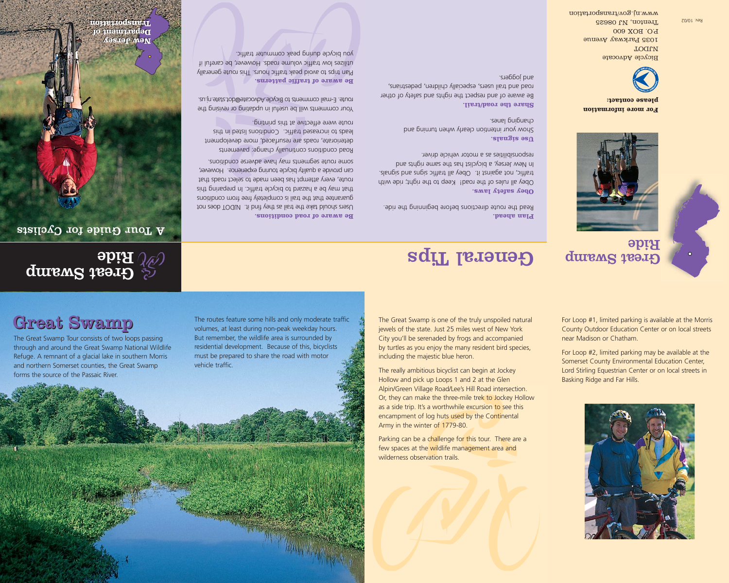# Great Swamp Ride

A Tour Guide for Cyclists

New Jersey Department of Transportation

## General Tips

**Plan ahead.**

Read the route directions before beginning the ride.

**Obey safety laws.**

Obey all rules of the road! Keep to the right; ride with traffic, not against it. Obey all traffic signs and signals. In New Jersey, a bicyclist has the same rights and responsibilities as a motor vehicle driver.

**Use signals.**

Show your intention clearly when turning and changing lanes.

**Share the road/trail.**

Be aware of and respect the rights and safety of other road and trail users, especially children, pedestrians, and joggers.

**Be aware of road conditions.**

Users should take the trail as they find it. NJDOT does not guarantee that the trail is completely free from conditions that may be a hazard to bicycle traffic. In preparing this route, every attempt has been made to select roads that can provide a quality bicycle touring experience. However, some route segments may have adverse conditions.

Road conditions continually change: pavements deteriorate, roads are resurfaced, more development leads to increased traffic. Conditions listed in this route were effective at this printing.

Your comments will be useful in updating or revising the route. E-mail comments to Bicycle.Advocate@dot.state.nj.us.

**Be aware of traffic patterns.**

Plan trips to avoid peak traffic hours. This route generally utilizes low traffic volume roads. However, be careful if you bicycle during peak commuter traffic.

**For more information please contact:**

Bicycle Advocate
NJDOT
1035 Parkway Avenue
P.O. BOX 600
Trenton, NJ 08625
www.nj.gov/transportation

Rev. 10/02

# Great Swamp

The Great Swamp Tour consists of two loops passing through and around the Great Swamp National Wildlife Refuge. A remnant of a glacial lake in southern Morris and northern Somerset counties, the Great Swamp forms the source of the Passaic River.

The routes feature some hills and only moderate traffic volumes, at least during non-peak weekday hours. But remember, the wildlife area is surrounded by residential development. Because of this, bicyclists must be prepared to share the road with motor vehicle traffic.

The Great Swamp is one of the truly unspoiled natural jewels of the state. Just 25 miles west of New York City you'll be serenaded by frogs and accompanied by turtles as you enjoy the many resident bird species, including the majestic blue heron.

The really ambitious bicyclist can begin at Jockey Hollow and pick up Loops 1 and 2 at the Glen Alpin/Green Village Road/Lee's Hill Road intersection. Or, they can make the three-mile trek to Jockey Hollow as a side trip. It's a worthwhile excursion to see this encampment of log huts used by the Continental Army in the winter of 1779-80.

Parking can be a challenge for this tour. There are a few spaces at the wildlife management area and wilderness observation trails.

For Loop #1, limited parking is available at the Morris County Outdoor Education Center or on local streets near Madison or Chatham.

For Loop #2, limited parking may be available at the Somerset County Environmental Education Center, Lord Stirling Equestrian Center or on local streets in Basking Ridge and Far Hills.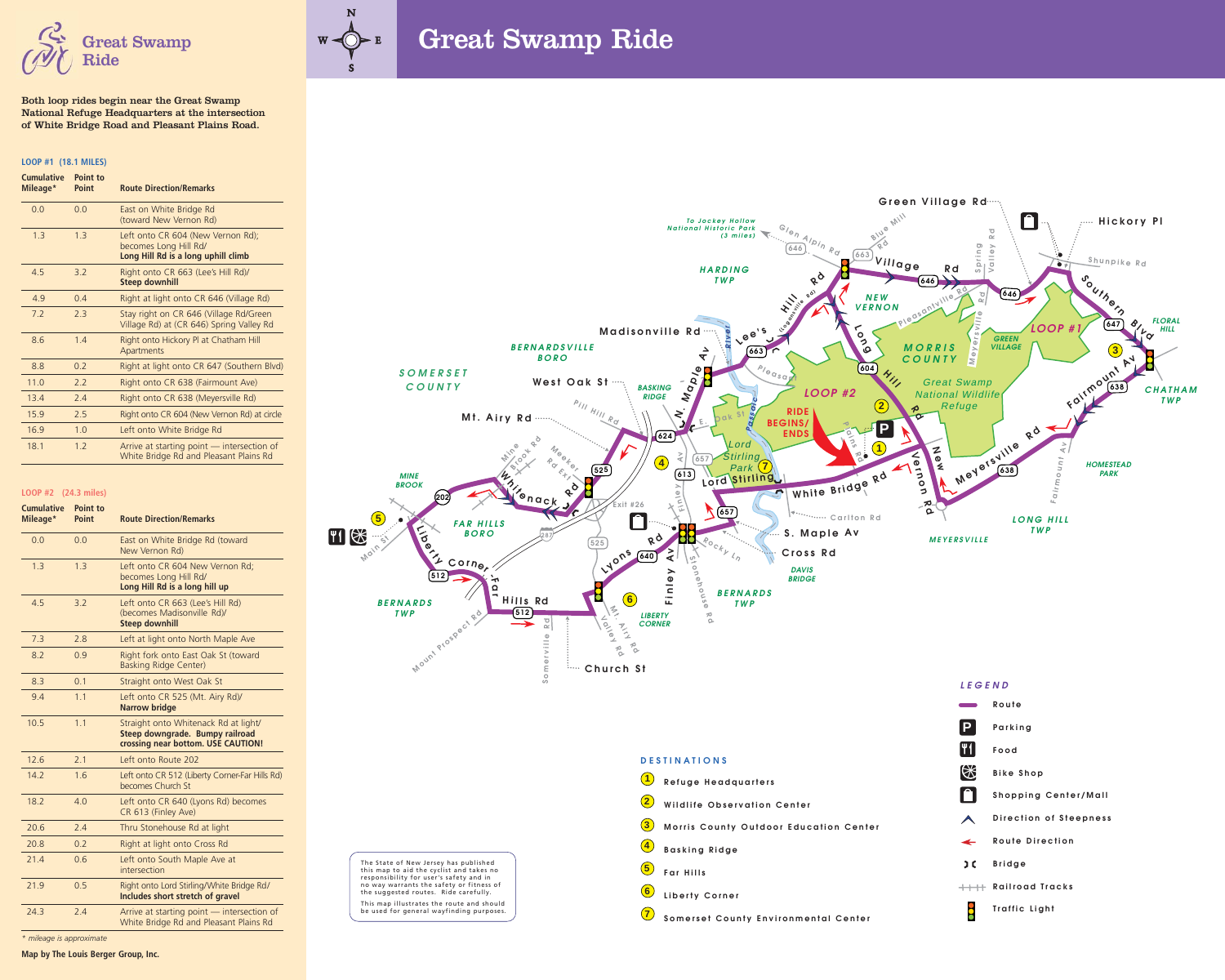# Great Swamp Ride

Both loop rides begin near the Great Swamp National Refuge Headquarters at the intersection of White Bridge Road and Pleasant Plains Road.

## LOOP #1 (18.1 MILES)

| Cumulative Mileage* | Point to Point | Route Direction/Remarks |
|---|---|---|
| 0.0 | 0.0 | East on White Bridge Rd (toward New Vernon Rd) |
| 1.3 | 1.3 | Left onto CR 604 (New Vernon Rd); becomes Long Hill Rd/ **Long Hill Rd is a long uphill climb** |
| 4.5 | 3.2 | Right onto CR 663 (Lee's Hill Rd)/ **Steep downhill** |
| 4.9 | 0.4 | Right at light onto CR 646 (Village Rd) |
| 7.2 | 2.3 | Stay right on CR 646 (Village Rd/Green Village Rd) at (CR 646) Spring Valley Rd |
| 8.6 | 1.4 | Right onto Hickory Pl at Chatham Hill Apartments |
| 8.8 | 0.2 | Right at light onto CR 647 (Southern Blvd) |
| 11.0 | 2.2 | Right onto CR 638 (Fairmount Ave) |
| 13.4 | 2.4 | Right onto CR 638 (Meyersville Rd) |
| 15.9 | 2.5 | Right onto CR 604 (New Vernon Rd) at circle |
| 16.9 | 1.0 | Left onto White Bridge Rd |
| 18.1 | 1.2 | Arrive at starting point — intersection of White Bridge Rd and Pleasant Plains Rd |

## LOOP #2 (24.3 miles)

| Cumulative Mileage* | Point to Point | Route Direction/Remarks |
|---|---|---|
| 0.0 | 0.0 | East on White Bridge Rd (toward New Vernon Rd) |
| 1.3 | 1.3 | Left onto CR 604 New Vernon Rd; becomes Long Hill Rd/ **Long Hill Rd is a long hill up** |
| 4.5 | 3.2 | Left onto CR 663 (Lee's Hill Rd) (becomes Madisonville Rd)/ **Steep downhill** |
| 7.3 | 2.8 | Left at light onto North Maple Ave |
| 8.2 | 0.9 | Right fork onto East Oak St (toward Basking Ridge Center) |
| 8.3 | 0.1 | Straight onto West Oak St |
| 9.4 | 1.1 | Left onto CR 525 (Mt. Airy Rd)/ **Narrow bridge** |
| 10.5 | 1.1 | Straight onto Whitenack Rd at light/ **Steep downgrade. Bumpy railroad crossing near bottom. USE CAUTION!** |
| 12.6 | 2.1 | Left onto Route 202 |
| 14.2 | 1.6 | Left onto CR 512 (Liberty Corner-Far Hills Rd) becomes Church St |
| 18.2 | 4.0 | Left onto CR 640 (Lyons Rd) becomes CR 613 (Finley Ave) |
| 20.6 | 2.4 | Thru Stonehouse Rd at light |
| 20.8 | 0.2 | Right at light onto Cross Rd |
| 21.4 | 0.6 | Left onto South Maple Ave at intersection |
| 21.9 | 0.5 | Right onto Lord Stirling/White Bridge Rd/ **Includes short stretch of gravel** |
| 24.3 | 2.4 | Arrive at starting point — intersection of White Bridge Rd and Pleasant Plains Rd |

\* mileage is approximate

Map by The Louis Berger Group, Inc.

## DESTINATIONS

1. Refuge Headquarters
2. Wildlife Observation Center
3. Morris County Outdoor Education Center
4. Basking Ridge
5. Far Hills
6. Liberty Corner
7. Somerset County Environmental Center

## LEGEND

- Route
- Parking
- Food
- Bike Shop
- Shopping Center/Mall
- Direction of Steepness
- Route Direction
- Bridge
- Railroad Tracks
- Traffic Light

The State of New Jersey has published this map to aid the cyclist and users take no responsibility for user's safety and in no way warrants the safety or fitness of the suggested routes. Ride carefully.

This map illustrates the route and should be used for general wayfinding purposes.